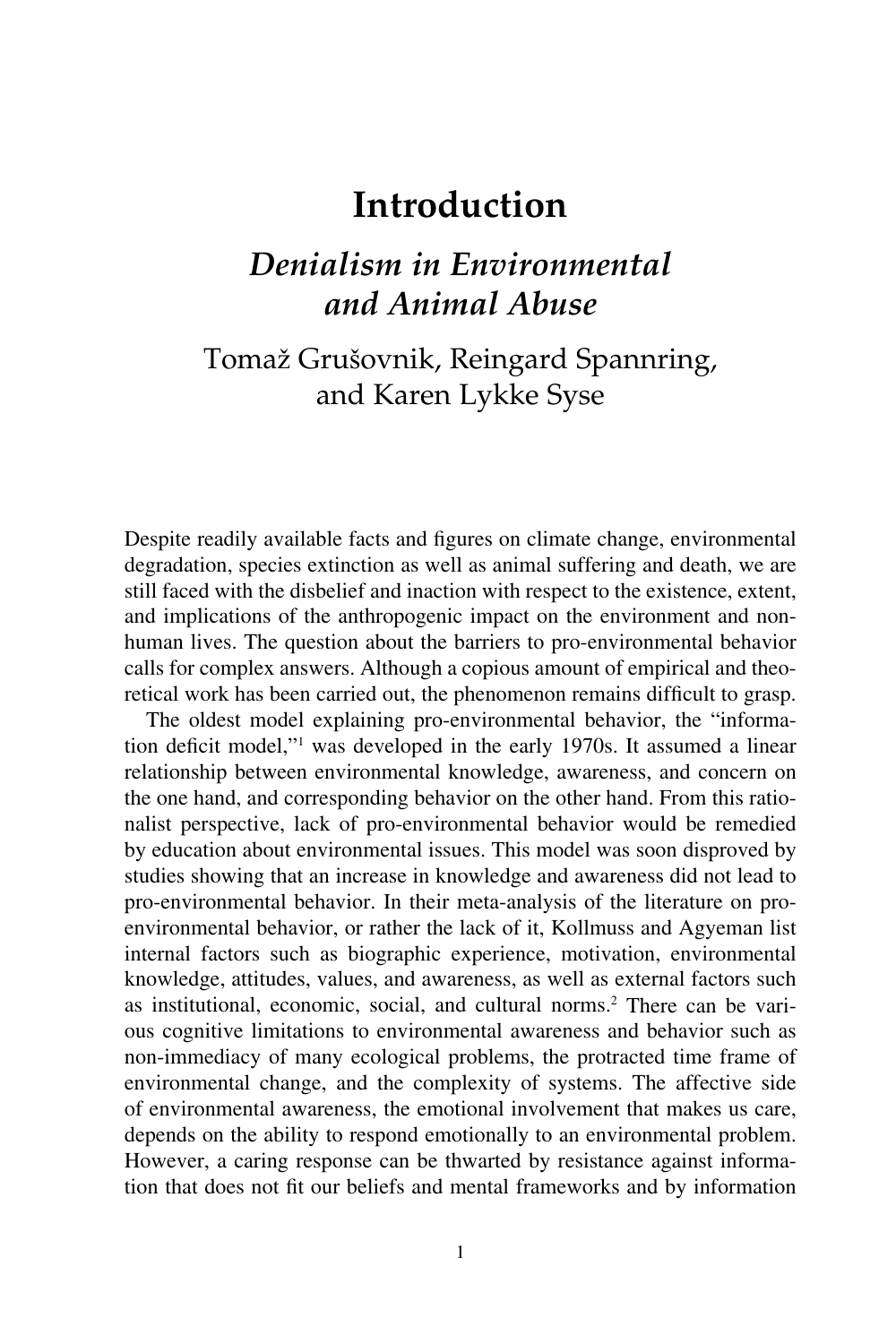# Introduction

## *Denialism in Environmental and Animal Abuse*

### Tomaž Grušovnik, Reingard Spannring, and Karen Lykke Syse

Despite readily available facts and figures on climate change, environmental degradation, species extinction as well as animal suffering and death, we are still faced with the disbelief and inaction with respect to the existence, extent, and implications of the anthropogenic impact on the environment and non-human lives. The question about the barriers to pro-environmental behavior calls for complex answers. Although a copious amount of empirical and theoretical work has been carried out, the phenomenon remains difficult to grasp.

The oldest model explaining pro-environmental behavior, the "information deficit model,"[1] was developed in the early 1970s. It assumed a linear relationship between environmental knowledge, awareness, and concern on the one hand, and corresponding behavior on the other hand. From this rationalist perspective, lack of pro-environmental behavior would be remedied by education about environmental issues. This model was soon disproved by studies showing that an increase in knowledge and awareness did not lead to pro-environmental behavior. In their meta-analysis of the literature on pro-environmental behavior, or rather the lack of it, Kollmuss and Agyeman list internal factors such as biographic experience, motivation, environmental knowledge, attitudes, values, and awareness, as well as external factors such as institutional, economic, social, and cultural norms.[2] There can be various cognitive limitations to environmental awareness and behavior such as non-immediacy of many ecological problems, the protracted time frame of environmental change, and the complexity of systems. The affective side of environmental awareness, the emotional involvement that makes us care, depends on the ability to respond emotionally to an environmental problem. However, a caring response can be thwarted by resistance against information that does not fit our beliefs and mental frameworks and by information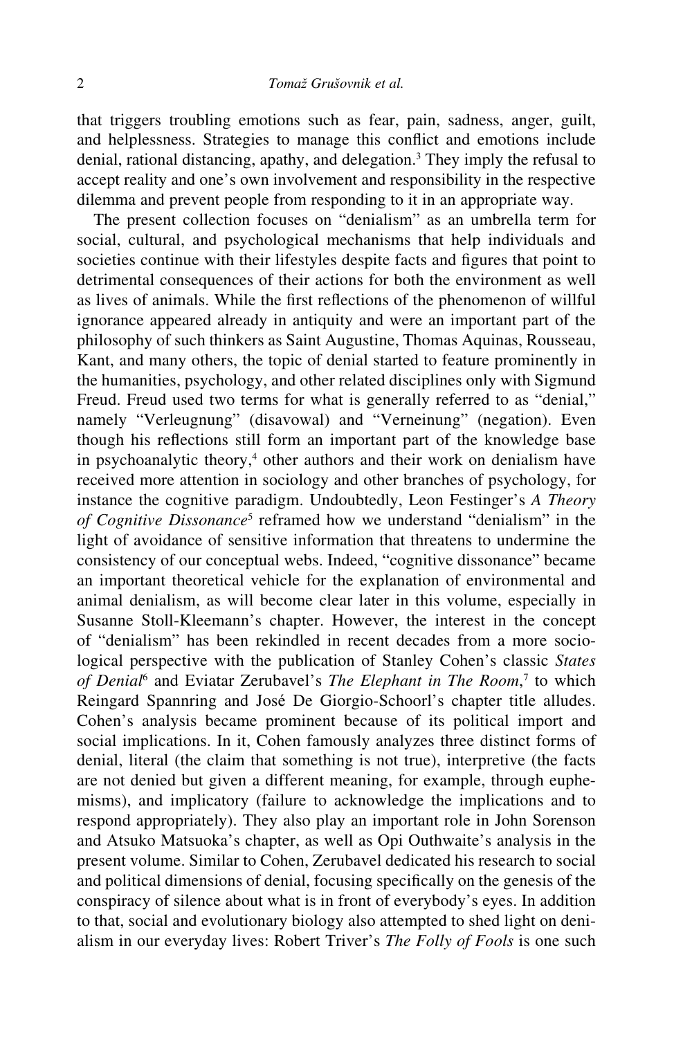that triggers troubling emotions such as fear, pain, sadness, anger, guilt, and helplessness. Strategies to manage this conflict and emotions include denial, rational distancing, apathy, and delegation.[3] They imply the refusal to accept reality and one's own involvement and responsibility in the respective dilemma and prevent people from responding to it in an appropriate way.

The present collection focuses on "denialism" as an umbrella term for social, cultural, and psychological mechanisms that help individuals and societies continue with their lifestyles despite facts and figures that point to detrimental consequences of their actions for both the environment as well as lives of animals. While the first reflections of the phenomenon of willful ignorance appeared already in antiquity and were an important part of the philosophy of such thinkers as Saint Augustine, Thomas Aquinas, Rousseau, Kant, and many others, the topic of denial started to feature prominently in the humanities, psychology, and other related disciplines only with Sigmund Freud. Freud used two terms for what is generally referred to as "denial," namely "Verleugnung" (disavowal) and "Verneinung" (negation). Even though his reflections still form an important part of the knowledge base in psychoanalytic theory,[4] other authors and their work on denialism have received more attention in sociology and other branches of psychology, for instance the cognitive paradigm. Undoubtedly, Leon Festinger's *A Theory of Cognitive Dissonance*[5] reframed how we understand "denialism" in the light of avoidance of sensitive information that threatens to undermine the consistency of our conceptual webs. Indeed, "cognitive dissonance" became an important theoretical vehicle for the explanation of environmental and animal denialism, as will become clear later in this volume, especially in Susanne Stoll-Kleemann's chapter. However, the interest in the concept of "denialism" has been rekindled in recent decades from a more sociological perspective with the publication of Stanley Cohen's classic *States of Denial*[6] and Eviatar Zerubavel's *The Elephant in The Room*,[7] to which Reingard Spannring and José De Giorgio-Schoorl's chapter title alludes. Cohen's analysis became prominent because of its political import and social implications. In it, Cohen famously analyzes three distinct forms of denial, literal (the claim that something is not true), interpretive (the facts are not denied but given a different meaning, for example, through euphemisms), and implicatory (failure to acknowledge the implications and to respond appropriately). They also play an important role in John Sorenson and Atsuko Matsuoka's chapter, as well as Opi Outhwaite's analysis in the present volume. Similar to Cohen, Zerubavel dedicated his research to social and political dimensions of denial, focusing specifically on the genesis of the conspiracy of silence about what is in front of everybody's eyes. In addition to that, social and evolutionary biology also attempted to shed light on denialism in our everyday lives: Robert Triver's *The Folly of Fools* is one such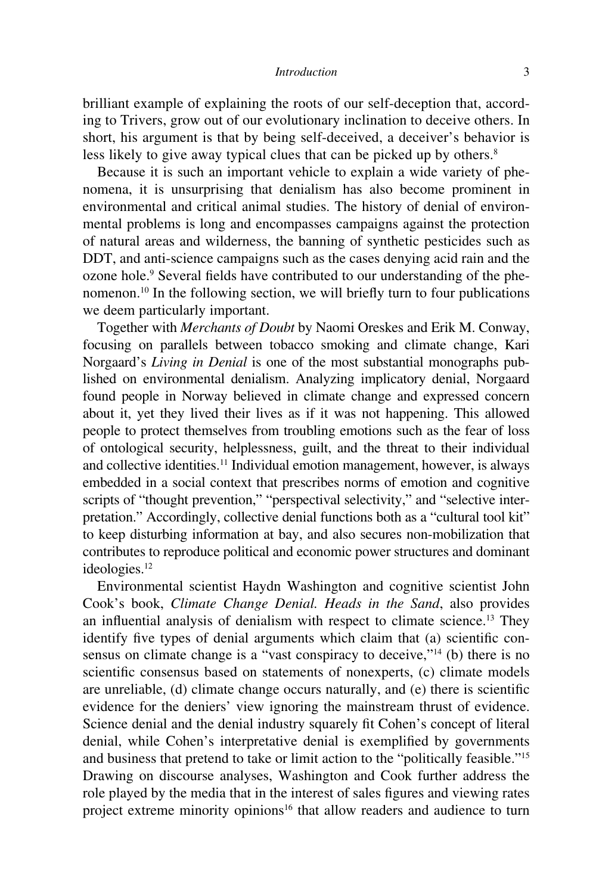brilliant example of explaining the roots of our self-deception that, according to Trivers, grow out of our evolutionary inclination to deceive others. In short, his argument is that by being self-deceived, a deceiver's behavior is less likely to give away typical clues that can be picked up by others.[8]

Because it is such an important vehicle to explain a wide variety of phenomena, it is unsurprising that denialism has also become prominent in environmental and critical animal studies. The history of denial of environmental problems is long and encompasses campaigns against the protection of natural areas and wilderness, the banning of synthetic pesticides such as DDT, and anti-science campaigns such as the cases denying acid rain and the ozone hole.[9] Several fields have contributed to our understanding of the phenomenon.[10] In the following section, we will briefly turn to four publications we deem particularly important.

Together with *Merchants of Doubt* by Naomi Oreskes and Erik M. Conway, focusing on parallels between tobacco smoking and climate change, Kari Norgaard's *Living in Denial* is one of the most substantial monographs published on environmental denialism. Analyzing implicatory denial, Norgaard found people in Norway believed in climate change and expressed concern about it, yet they lived their lives as if it was not happening. This allowed people to protect themselves from troubling emotions such as the fear of loss of ontological security, helplessness, guilt, and the threat to their individual and collective identities.[11] Individual emotion management, however, is always embedded in a social context that prescribes norms of emotion and cognitive scripts of "thought prevention," "perspectival selectivity," and "selective interpretation." Accordingly, collective denial functions both as a "cultural tool kit" to keep disturbing information at bay, and also secures non-mobilization that contributes to reproduce political and economic power structures and dominant ideologies.[12]

Environmental scientist Haydn Washington and cognitive scientist John Cook's book, *Climate Change Denial. Heads in the Sand*, also provides an influential analysis of denialism with respect to climate science.[13] They identify five types of denial arguments which claim that (a) scientific consensus on climate change is a "vast conspiracy to deceive,"[14] (b) there is no scientific consensus based on statements of nonexperts, (c) climate models are unreliable, (d) climate change occurs naturally, and (e) there is scientific evidence for the deniers' view ignoring the mainstream thrust of evidence. Science denial and the denial industry squarely fit Cohen's concept of literal denial, while Cohen's interpretative denial is exemplified by governments and business that pretend to take or limit action to the "politically feasible."[15] Drawing on discourse analyses, Washington and Cook further address the role played by the media that in the interest of sales figures and viewing rates project extreme minority opinions[16] that allow readers and audience to turn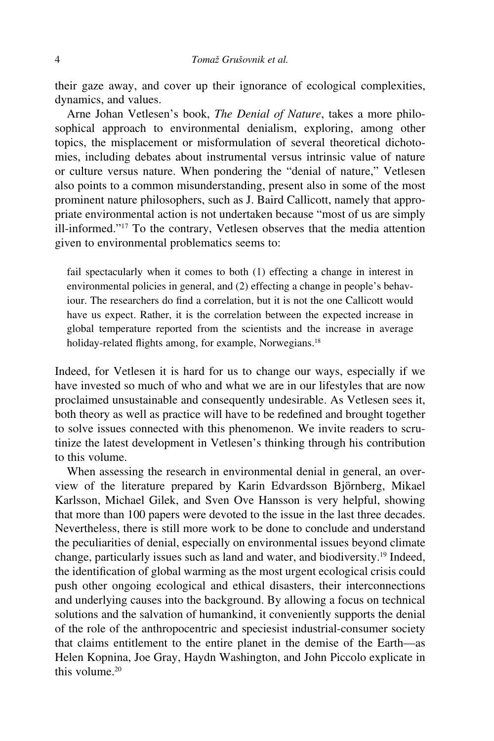their gaze away, and cover up their ignorance of ecological complexities, dynamics, and values.

Arne Johan Vetlesen's book, *The Denial of Nature*, takes a more philosophical approach to environmental denialism, exploring, among other topics, the misplacement or misformulation of several theoretical dichotomies, including debates about instrumental versus intrinsic value of nature or culture versus nature. When pondering the "denial of nature," Vetlesen also points to a common misunderstanding, present also in some of the most prominent nature philosophers, such as J. Baird Callicott, namely that appropriate environmental action is not undertaken because "most of us are simply ill-informed."[17] To the contrary, Vetlesen observes that the media attention given to environmental problematics seems to:

> fail spectacularly when it comes to both (1) effecting a change in interest in environmental policies in general, and (2) effecting a change in people's behaviour. The researchers do find a correlation, but it is not the one Callicott would have us expect. Rather, it is the correlation between the expected increase in global temperature reported from the scientists and the increase in average holiday-related flights among, for example, Norwegians.[18]

Indeed, for Vetlesen it is hard for us to change our ways, especially if we have invested so much of who and what we are in our lifestyles that are now proclaimed unsustainable and consequently undesirable. As Vetlesen sees it, both theory as well as practice will have to be redefined and brought together to solve issues connected with this phenomenon. We invite readers to scrutinize the latest development in Vetlesen's thinking through his contribution to this volume.

When assessing the research in environmental denial in general, an overview of the literature prepared by Karin Edvardsson Björnberg, Mikael Karlsson, Michael Gilek, and Sven Ove Hansson is very helpful, showing that more than 100 papers were devoted to the issue in the last three decades. Nevertheless, there is still more work to be done to conclude and understand the peculiarities of denial, especially on environmental issues beyond climate change, particularly issues such as land and water, and biodiversity.[19] Indeed, the identification of global warming as the most urgent ecological crisis could push other ongoing ecological and ethical disasters, their interconnections and underlying causes into the background. By allowing a focus on technical solutions and the salvation of humankind, it conveniently supports the denial of the role of the anthropocentric and speciesist industrial-consumer society that claims entitlement to the entire planet in the demise of the Earth—as Helen Kopnina, Joe Gray, Haydn Washington, and John Piccolo explicate in this volume.[20]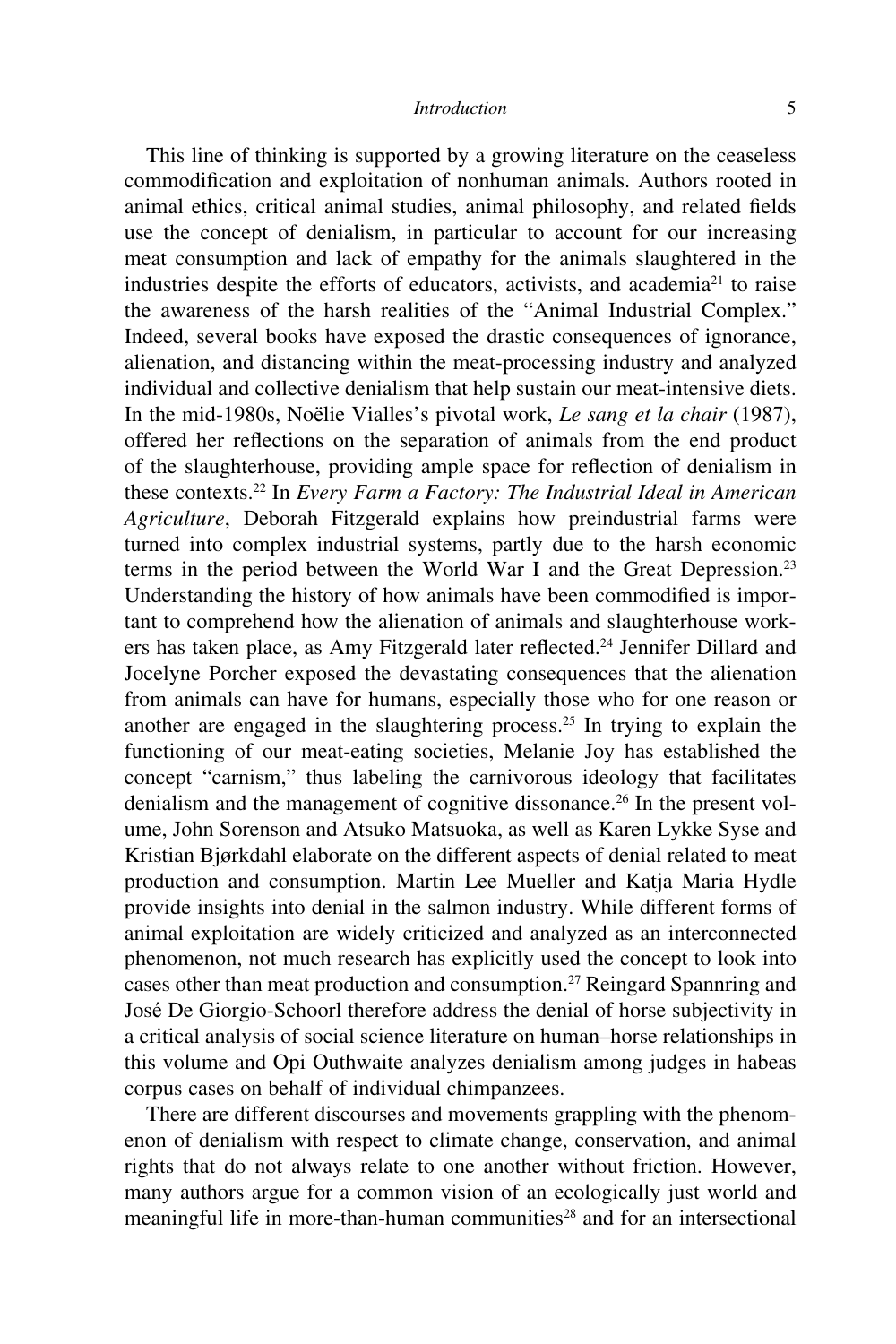This line of thinking is supported by a growing literature on the ceaseless commodification and exploitation of nonhuman animals. Authors rooted in animal ethics, critical animal studies, animal philosophy, and related fields use the concept of denialism, in particular to account for our increasing meat consumption and lack of empathy for the animals slaughtered in the industries despite the efforts of educators, activists, and academia[21] to raise the awareness of the harsh realities of the "Animal Industrial Complex." Indeed, several books have exposed the drastic consequences of ignorance, alienation, and distancing within the meat-processing industry and analyzed individual and collective denialism that help sustain our meat-intensive diets. In the mid-1980s, Noëlie Vialles's pivotal work, *Le sang et la chair* (1987), offered her reflections on the separation of animals from the end product of the slaughterhouse, providing ample space for reflection of denialism in these contexts.[22] In *Every Farm a Factory: The Industrial Ideal in American Agriculture*, Deborah Fitzgerald explains how preindustrial farms were turned into complex industrial systems, partly due to the harsh economic terms in the period between the World War I and the Great Depression.[23] Understanding the history of how animals have been commodified is important to comprehend how the alienation of animals and slaughterhouse workers has taken place, as Amy Fitzgerald later reflected.[24] Jennifer Dillard and Jocelyne Porcher exposed the devastating consequences that the alienation from animals can have for humans, especially those who for one reason or another are engaged in the slaughtering process.[25] In trying to explain the functioning of our meat-eating societies, Melanie Joy has established the concept "carnism," thus labeling the carnivorous ideology that facilitates denialism and the management of cognitive dissonance.[26] In the present volume, John Sorenson and Atsuko Matsuoka, as well as Karen Lykke Syse and Kristian Bjørkdahl elaborate on the different aspects of denial related to meat production and consumption. Martin Lee Mueller and Katja Maria Hydle provide insights into denial in the salmon industry. While different forms of animal exploitation are widely criticized and analyzed as an interconnected phenomenon, not much research has explicitly used the concept to look into cases other than meat production and consumption.[27] Reingard Spannring and José De Giorgio-Schoorl therefore address the denial of horse subjectivity in a critical analysis of social science literature on human–horse relationships in this volume and Opi Outhwaite analyzes denialism among judges in habeas corpus cases on behalf of individual chimpanzees.

There are different discourses and movements grappling with the phenomenon of denialism with respect to climate change, conservation, and animal rights that do not always relate to one another without friction. However, many authors argue for a common vision of an ecologically just world and meaningful life in more-than-human communities[28] and for an intersectional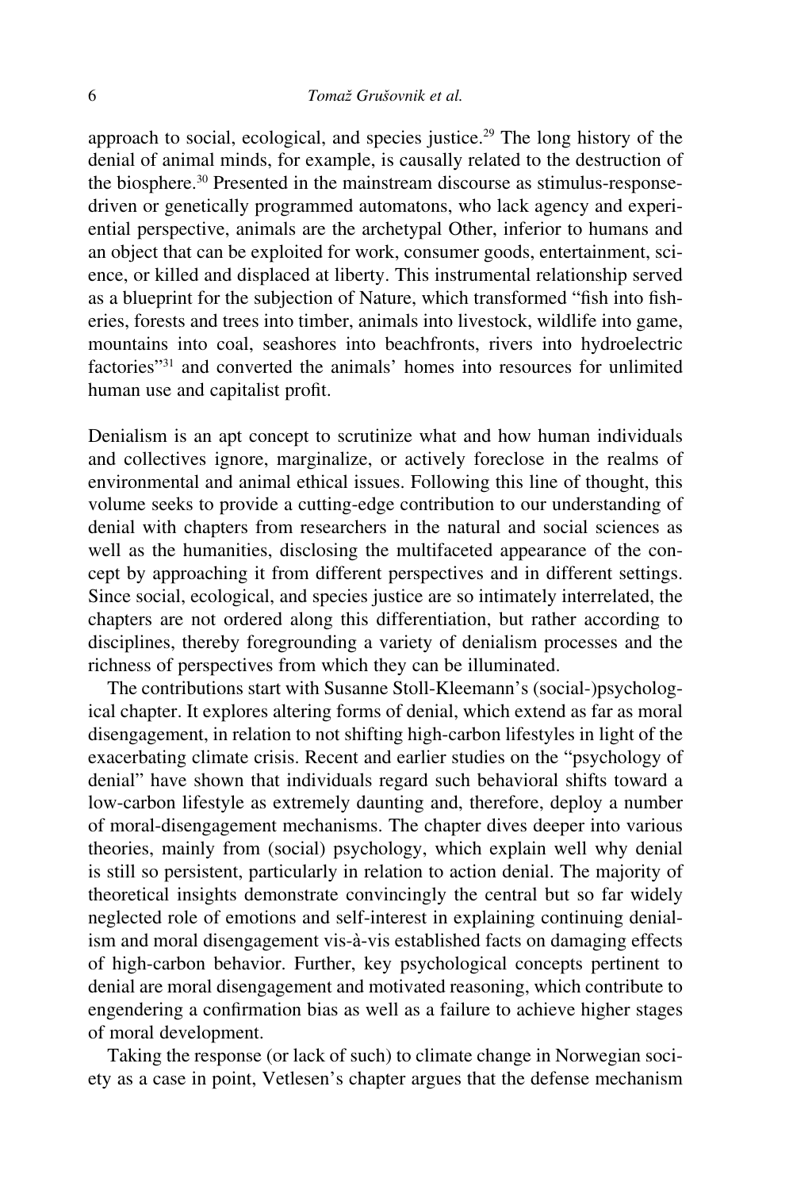approach to social, ecological, and species justice.[29] The long history of the denial of animal minds, for example, is causally related to the destruction of the biosphere.[30] Presented in the mainstream discourse as stimulus-response-driven or genetically programmed automatons, who lack agency and experiential perspective, animals are the archetypal Other, inferior to humans and an object that can be exploited for work, consumer goods, entertainment, science, or killed and displaced at liberty. This instrumental relationship served as a blueprint for the subjection of Nature, which transformed "fish into fisheries, forests and trees into timber, animals into livestock, wildlife into game, mountains into coal, seashores into beachfronts, rivers into hydroelectric factories"[31] and converted the animals' homes into resources for unlimited human use and capitalist profit.

Denialism is an apt concept to scrutinize what and how human individuals and collectives ignore, marginalize, or actively foreclose in the realms of environmental and animal ethical issues. Following this line of thought, this volume seeks to provide a cutting-edge contribution to our understanding of denial with chapters from researchers in the natural and social sciences as well as the humanities, disclosing the multifaceted appearance of the concept by approaching it from different perspectives and in different settings. Since social, ecological, and species justice are so intimately interrelated, the chapters are not ordered along this differentiation, but rather according to disciplines, thereby foregrounding a variety of denialism processes and the richness of perspectives from which they can be illuminated.

The contributions start with Susanne Stoll-Kleemann's (social-)psychological chapter. It explores altering forms of denial, which extend as far as moral disengagement, in relation to not shifting high-carbon lifestyles in light of the exacerbating climate crisis. Recent and earlier studies on the "psychology of denial" have shown that individuals regard such behavioral shifts toward a low-carbon lifestyle as extremely daunting and, therefore, deploy a number of moral-disengagement mechanisms. The chapter dives deeper into various theories, mainly from (social) psychology, which explain well why denial is still so persistent, particularly in relation to action denial. The majority of theoretical insights demonstrate convincingly the central but so far widely neglected role of emotions and self-interest in explaining continuing denialism and moral disengagement vis-à-vis established facts on damaging effects of high-carbon behavior. Further, key psychological concepts pertinent to denial are moral disengagement and motivated reasoning, which contribute to engendering a confirmation bias as well as a failure to achieve higher stages of moral development.

Taking the response (or lack of such) to climate change in Norwegian society as a case in point, Vetlesen's chapter argues that the defense mechanism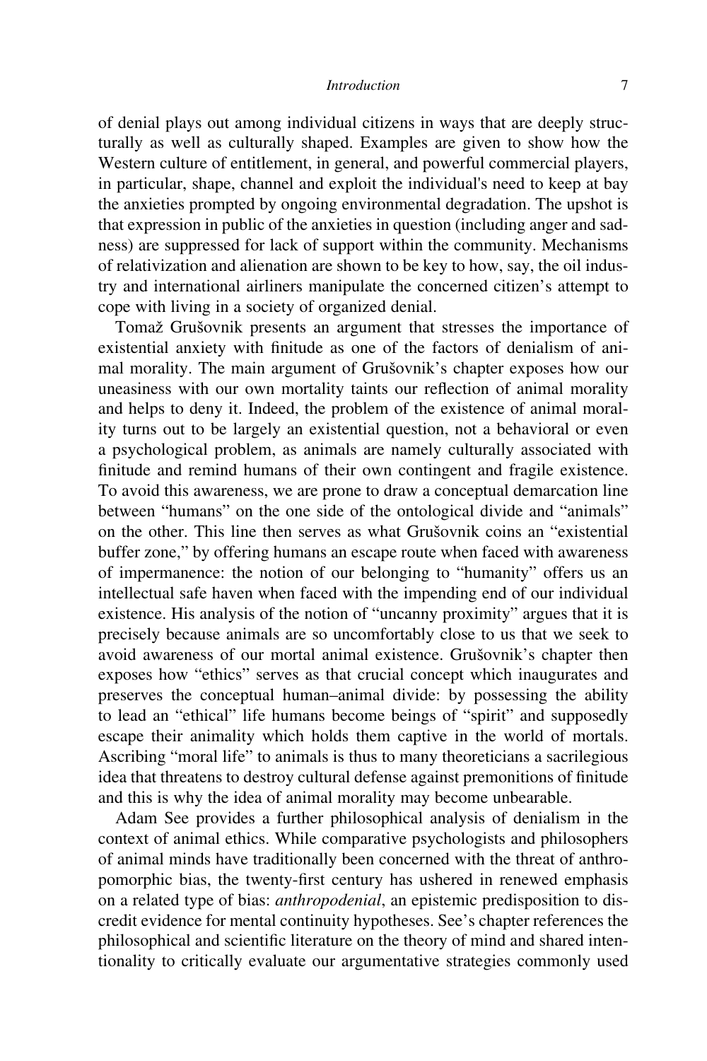of denial plays out among individual citizens in ways that are deeply structurally as well as culturally shaped. Examples are given to show how the Western culture of entitlement, in general, and powerful commercial players, in particular, shape, channel and exploit the individual's need to keep at bay the anxieties prompted by ongoing environmental degradation. The upshot is that expression in public of the anxieties in question (including anger and sadness) are suppressed for lack of support within the community. Mechanisms of relativization and alienation are shown to be key to how, say, the oil industry and international airliners manipulate the concerned citizen's attempt to cope with living in a society of organized denial.

Tomaž Grušovnik presents an argument that stresses the importance of existential anxiety with finitude as one of the factors of denialism of animal morality. The main argument of Grušovnik's chapter exposes how our uneasiness with our own mortality taints our reflection of animal morality and helps to deny it. Indeed, the problem of the existence of animal morality turns out to be largely an existential question, not a behavioral or even a psychological problem, as animals are namely culturally associated with finitude and remind humans of their own contingent and fragile existence. To avoid this awareness, we are prone to draw a conceptual demarcation line between "humans" on the one side of the ontological divide and "animals" on the other. This line then serves as what Grušovnik coins an "existential buffer zone," by offering humans an escape route when faced with awareness of impermanence: the notion of our belonging to "humanity" offers us an intellectual safe haven when faced with the impending end of our individual existence. His analysis of the notion of "uncanny proximity" argues that it is precisely because animals are so uncomfortably close to us that we seek to avoid awareness of our mortal animal existence. Grušovnik's chapter then exposes how "ethics" serves as that crucial concept which inaugurates and preserves the conceptual human–animal divide: by possessing the ability to lead an "ethical" life humans become beings of "spirit" and supposedly escape their animality which holds them captive in the world of mortals. Ascribing "moral life" to animals is thus to many theoreticians a sacrilegious idea that threatens to destroy cultural defense against premonitions of finitude and this is why the idea of animal morality may become unbearable.

Adam See provides a further philosophical analysis of denialism in the context of animal ethics. While comparative psychologists and philosophers of animal minds have traditionally been concerned with the threat of anthropomorphic bias, the twenty-first century has ushered in renewed emphasis on a related type of bias: *anthropodenial*, an epistemic predisposition to discredit evidence for mental continuity hypotheses. See's chapter references the philosophical and scientific literature on the theory of mind and shared intentionality to critically evaluate our argumentative strategies commonly used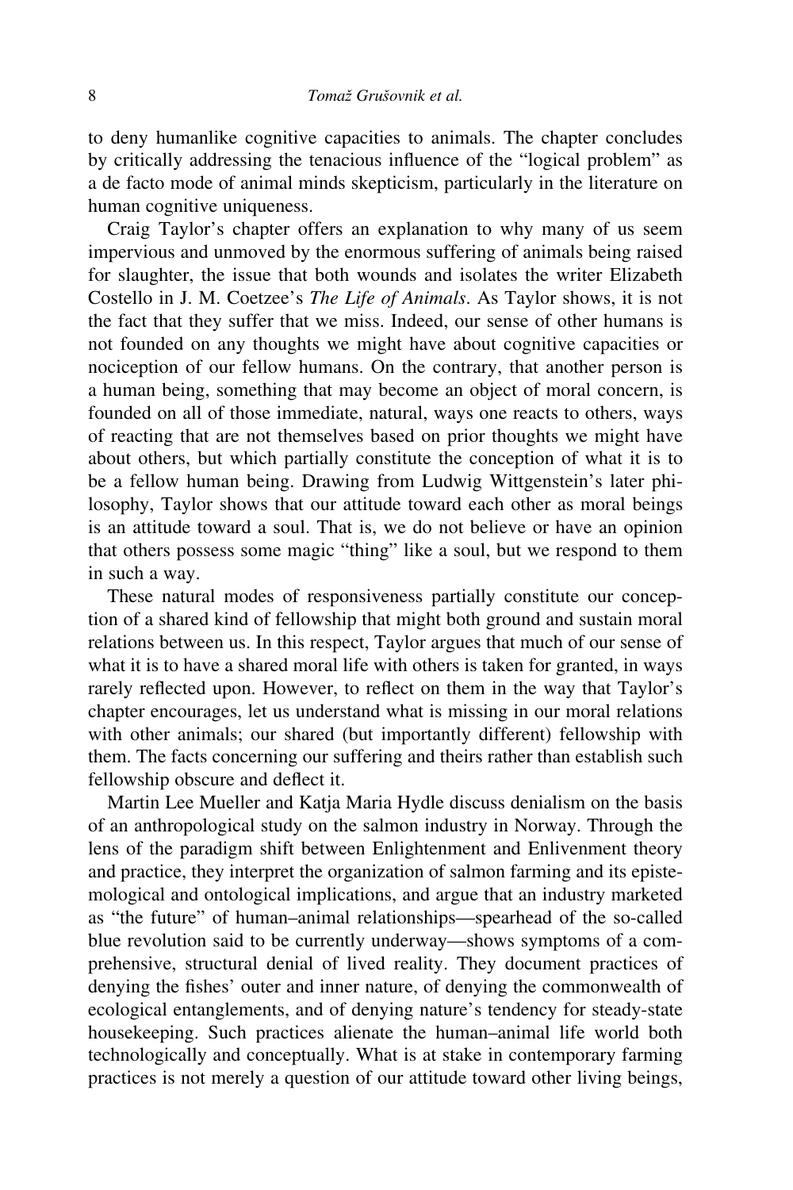to deny humanlike cognitive capacities to animals. The chapter concludes by critically addressing the tenacious influence of the "logical problem" as a de facto mode of animal minds skepticism, particularly in the literature on human cognitive uniqueness.

Craig Taylor's chapter offers an explanation to why many of us seem impervious and unmoved by the enormous suffering of animals being raised for slaughter, the issue that both wounds and isolates the writer Elizabeth Costello in J. M. Coetzee's *The Life of Animals*. As Taylor shows, it is not the fact that they suffer that we miss. Indeed, our sense of other humans is not founded on any thoughts we might have about cognitive capacities or nociception of our fellow humans. On the contrary, that another person is a human being, something that may become an object of moral concern, is founded on all of those immediate, natural, ways one reacts to others, ways of reacting that are not themselves based on prior thoughts we might have about others, but which partially constitute the conception of what it is to be a fellow human being. Drawing from Ludwig Wittgenstein's later philosophy, Taylor shows that our attitude toward each other as moral beings is an attitude toward a soul. That is, we do not believe or have an opinion that others possess some magic "thing" like a soul, but we respond to them in such a way.

These natural modes of responsiveness partially constitute our conception of a shared kind of fellowship that might both ground and sustain moral relations between us. In this respect, Taylor argues that much of our sense of what it is to have a shared moral life with others is taken for granted, in ways rarely reflected upon. However, to reflect on them in the way that Taylor's chapter encourages, let us understand what is missing in our moral relations with other animals; our shared (but importantly different) fellowship with them. The facts concerning our suffering and theirs rather than establish such fellowship obscure and deflect it.

Martin Lee Mueller and Katja Maria Hydle discuss denialism on the basis of an anthropological study on the salmon industry in Norway. Through the lens of the paradigm shift between Enlightenment and Enlivenment theory and practice, they interpret the organization of salmon farming and its epistemological and ontological implications, and argue that an industry marketed as "the future" of human–animal relationships—spearhead of the so-called blue revolution said to be currently underway—shows symptoms of a comprehensive, structural denial of lived reality. They document practices of denying the fishes' outer and inner nature, of denying the commonwealth of ecological entanglements, and of denying nature's tendency for steady-state housekeeping. Such practices alienate the human–animal life world both technologically and conceptually. What is at stake in contemporary farming practices is not merely a question of our attitude toward other living beings,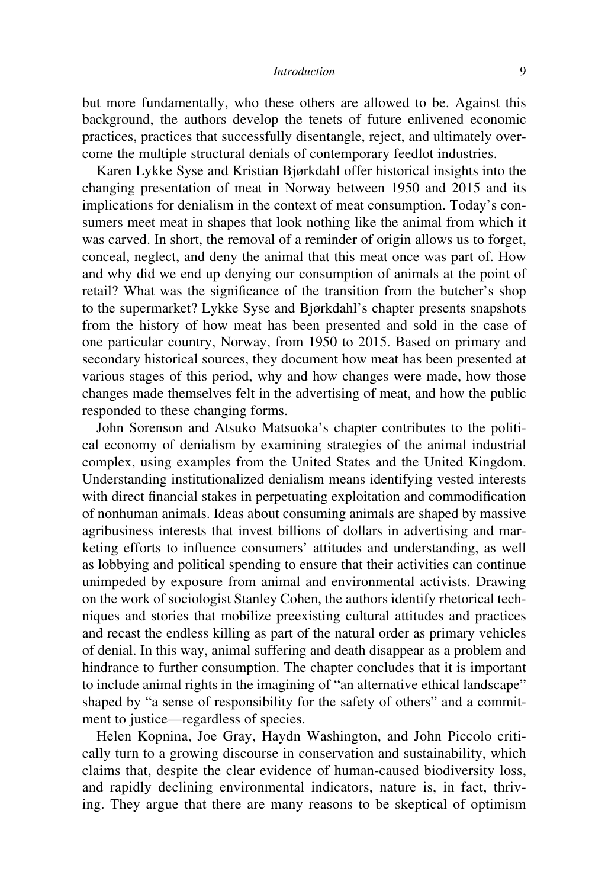but more fundamentally, who these others are allowed to be. Against this background, the authors develop the tenets of future enlivened economic practices, practices that successfully disentangle, reject, and ultimately overcome the multiple structural denials of contemporary feedlot industries.

Karen Lykke Syse and Kristian Bjørkdahl offer historical insights into the changing presentation of meat in Norway between 1950 and 2015 and its implications for denialism in the context of meat consumption. Today's consumers meet meat in shapes that look nothing like the animal from which it was carved. In short, the removal of a reminder of origin allows us to forget, conceal, neglect, and deny the animal that this meat once was part of. How and why did we end up denying our consumption of animals at the point of retail? What was the significance of the transition from the butcher's shop to the supermarket? Lykke Syse and Bjørkdahl's chapter presents snapshots from the history of how meat has been presented and sold in the case of one particular country, Norway, from 1950 to 2015. Based on primary and secondary historical sources, they document how meat has been presented at various stages of this period, why and how changes were made, how those changes made themselves felt in the advertising of meat, and how the public responded to these changing forms.

John Sorenson and Atsuko Matsuoka's chapter contributes to the political economy of denialism by examining strategies of the animal industrial complex, using examples from the United States and the United Kingdom. Understanding institutionalized denialism means identifying vested interests with direct financial stakes in perpetuating exploitation and commodification of nonhuman animals. Ideas about consuming animals are shaped by massive agribusiness interests that invest billions of dollars in advertising and marketing efforts to influence consumers' attitudes and understanding, as well as lobbying and political spending to ensure that their activities can continue unimpeded by exposure from animal and environmental activists. Drawing on the work of sociologist Stanley Cohen, the authors identify rhetorical techniques and stories that mobilize preexisting cultural attitudes and practices and recast the endless killing as part of the natural order as primary vehicles of denial. In this way, animal suffering and death disappear as a problem and hindrance to further consumption. The chapter concludes that it is important to include animal rights in the imagining of "an alternative ethical landscape" shaped by "a sense of responsibility for the safety of others" and a commitment to justice—regardless of species.

Helen Kopnina, Joe Gray, Haydn Washington, and John Piccolo critically turn to a growing discourse in conservation and sustainability, which claims that, despite the clear evidence of human-caused biodiversity loss, and rapidly declining environmental indicators, nature is, in fact, thriving. They argue that there are many reasons to be skeptical of optimism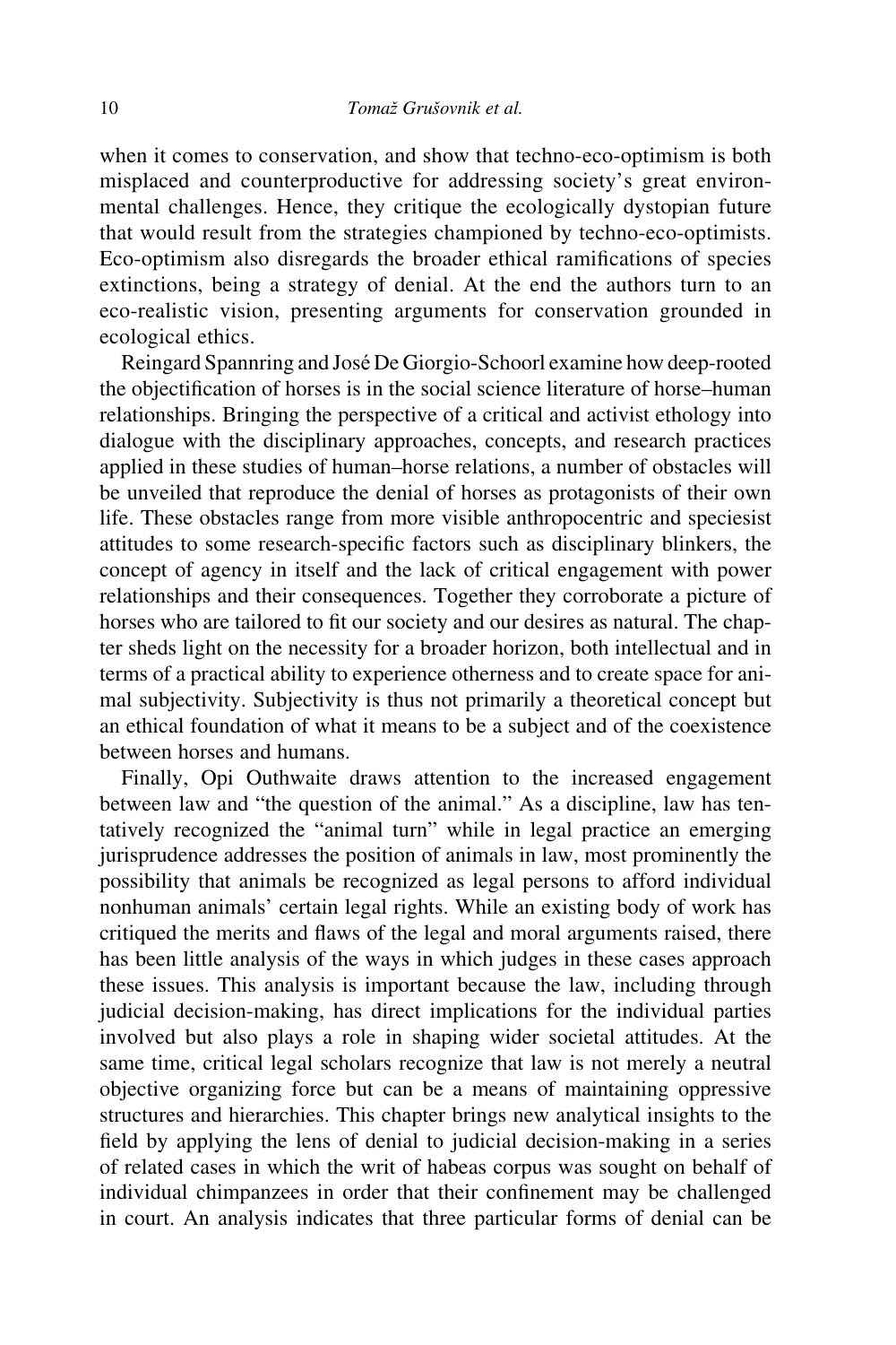when it comes to conservation, and show that techno-eco-optimism is both misplaced and counterproductive for addressing society's great environmental challenges. Hence, they critique the ecologically dystopian future that would result from the strategies championed by techno-eco-optimists. Eco-optimism also disregards the broader ethical ramifications of species extinctions, being a strategy of denial. At the end the authors turn to an eco-realistic vision, presenting arguments for conservation grounded in ecological ethics.

Reingard Spannring and José De Giorgio-Schoorl examine how deep-rooted the objectification of horses is in the social science literature of horse–human relationships. Bringing the perspective of a critical and activist ethology into dialogue with the disciplinary approaches, concepts, and research practices applied in these studies of human–horse relations, a number of obstacles will be unveiled that reproduce the denial of horses as protagonists of their own life. These obstacles range from more visible anthropocentric and speciesist attitudes to some research-specific factors such as disciplinary blinkers, the concept of agency in itself and the lack of critical engagement with power relationships and their consequences. Together they corroborate a picture of horses who are tailored to fit our society and our desires as natural. The chapter sheds light on the necessity for a broader horizon, both intellectual and in terms of a practical ability to experience otherness and to create space for animal subjectivity. Subjectivity is thus not primarily a theoretical concept but an ethical foundation of what it means to be a subject and of the coexistence between horses and humans.

Finally, Opi Outhwaite draws attention to the increased engagement between law and "the question of the animal." As a discipline, law has tentatively recognized the "animal turn" while in legal practice an emerging jurisprudence addresses the position of animals in law, most prominently the possibility that animals be recognized as legal persons to afford individual nonhuman animals' certain legal rights. While an existing body of work has critiqued the merits and flaws of the legal and moral arguments raised, there has been little analysis of the ways in which judges in these cases approach these issues. This analysis is important because the law, including through judicial decision-making, has direct implications for the individual parties involved but also plays a role in shaping wider societal attitudes. At the same time, critical legal scholars recognize that law is not merely a neutral objective organizing force but can be a means of maintaining oppressive structures and hierarchies. This chapter brings new analytical insights to the field by applying the lens of denial to judicial decision-making in a series of related cases in which the writ of habeas corpus was sought on behalf of individual chimpanzees in order that their confinement may be challenged in court. An analysis indicates that three particular forms of denial can be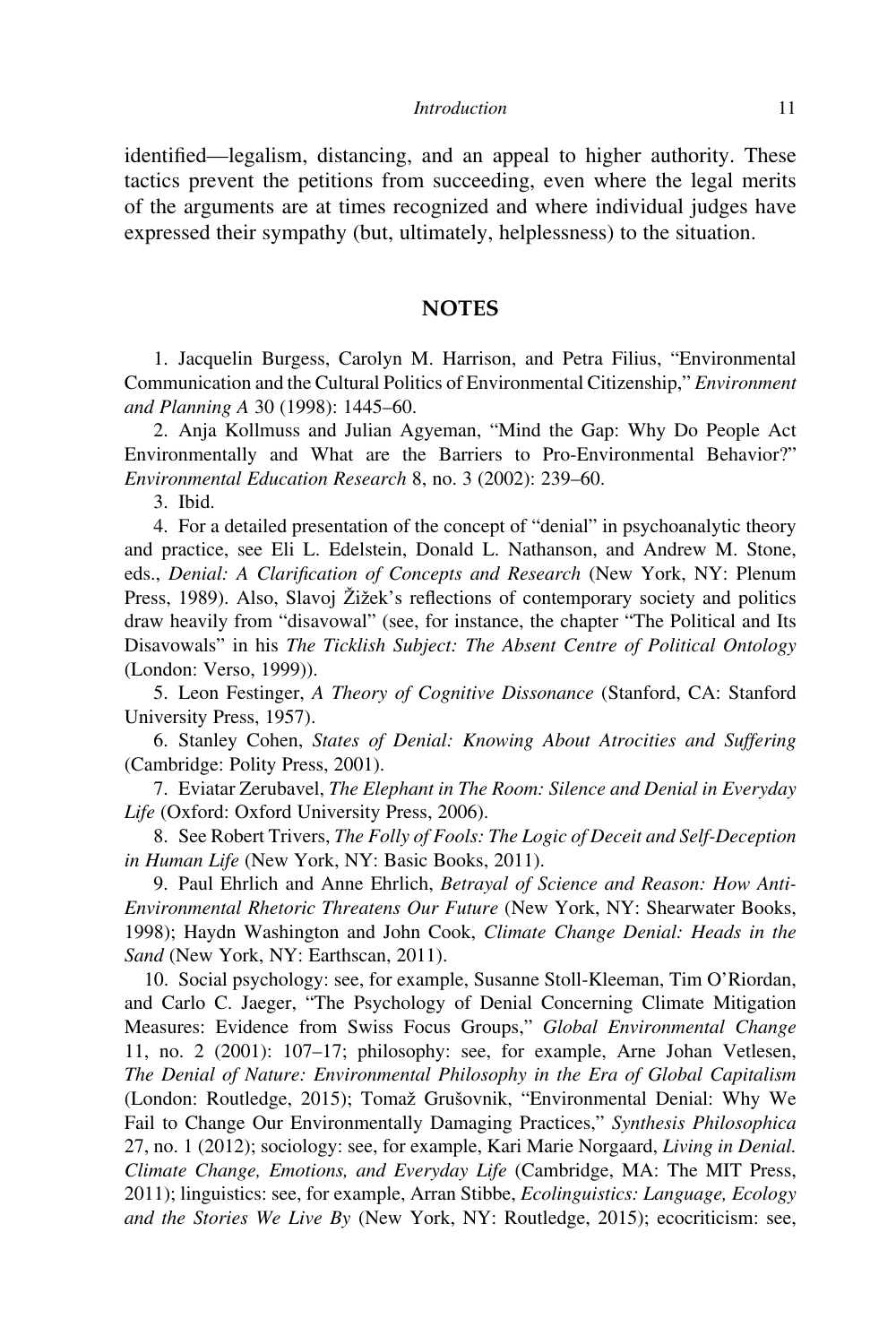identified—legalism, distancing, and an appeal to higher authority. These tactics prevent the petitions from succeeding, even where the legal merits of the arguments are at times recognized and where individual judges have expressed their sympathy (but, ultimately, helplessness) to the situation.

## NOTES

1. Jacquelin Burgess, Carolyn M. Harrison, and Petra Filius, "Environmental Communication and the Cultural Politics of Environmental Citizenship," *Environment and Planning A* 30 (1998): 1445–60.

2. Anja Kollmuss and Julian Agyeman, "Mind the Gap: Why Do People Act Environmentally and What are the Barriers to Pro-Environmental Behavior?" *Environmental Education Research* 8, no. 3 (2002): 239–60.

3. Ibid.

4. For a detailed presentation of the concept of "denial" in psychoanalytic theory and practice, see Eli L. Edelstein, Donald L. Nathanson, and Andrew M. Stone, eds., *Denial: A Clarification of Concepts and Research* (New York, NY: Plenum Press, 1989). Also, Slavoj Žižek's reflections of contemporary society and politics draw heavily from "disavowal" (see, for instance, the chapter "The Political and Its Disavowals" in his *The Ticklish Subject: The Absent Centre of Political Ontology* (London: Verso, 1999)).

5. Leon Festinger, *A Theory of Cognitive Dissonance* (Stanford, CA: Stanford University Press, 1957).

6. Stanley Cohen, *States of Denial: Knowing About Atrocities and Suffering* (Cambridge: Polity Press, 2001).

7. Eviatar Zerubavel, *The Elephant in The Room: Silence and Denial in Everyday Life* (Oxford: Oxford University Press, 2006).

8. See Robert Trivers, *The Folly of Fools: The Logic of Deceit and Self-Deception in Human Life* (New York, NY: Basic Books, 2011).

9. Paul Ehrlich and Anne Ehrlich, *Betrayal of Science and Reason: How Anti-Environmental Rhetoric Threatens Our Future* (New York, NY: Shearwater Books, 1998); Haydn Washington and John Cook, *Climate Change Denial: Heads in the Sand* (New York, NY: Earthscan, 2011).

10. Social psychology: see, for example, Susanne Stoll-Kleeman, Tim O'Riordan, and Carlo C. Jaeger, "The Psychology of Denial Concerning Climate Mitigation Measures: Evidence from Swiss Focus Groups," *Global Environmental Change* 11, no. 2 (2001): 107–17; philosophy: see, for example, Arne Johan Vetlesen, *The Denial of Nature: Environmental Philosophy in the Era of Global Capitalism* (London: Routledge, 2015); Tomaž Grušovnik, "Environmental Denial: Why We Fail to Change Our Environmentally Damaging Practices," *Synthesis Philosophica* 27, no. 1 (2012); sociology: see, for example, Kari Marie Norgaard, *Living in Denial. Climate Change, Emotions, and Everyday Life* (Cambridge, MA: The MIT Press, 2011); linguistics: see, for example, Arran Stibbe, *Ecolinguistics: Language, Ecology and the Stories We Live By* (New York, NY: Routledge, 2015); ecocriticism: see,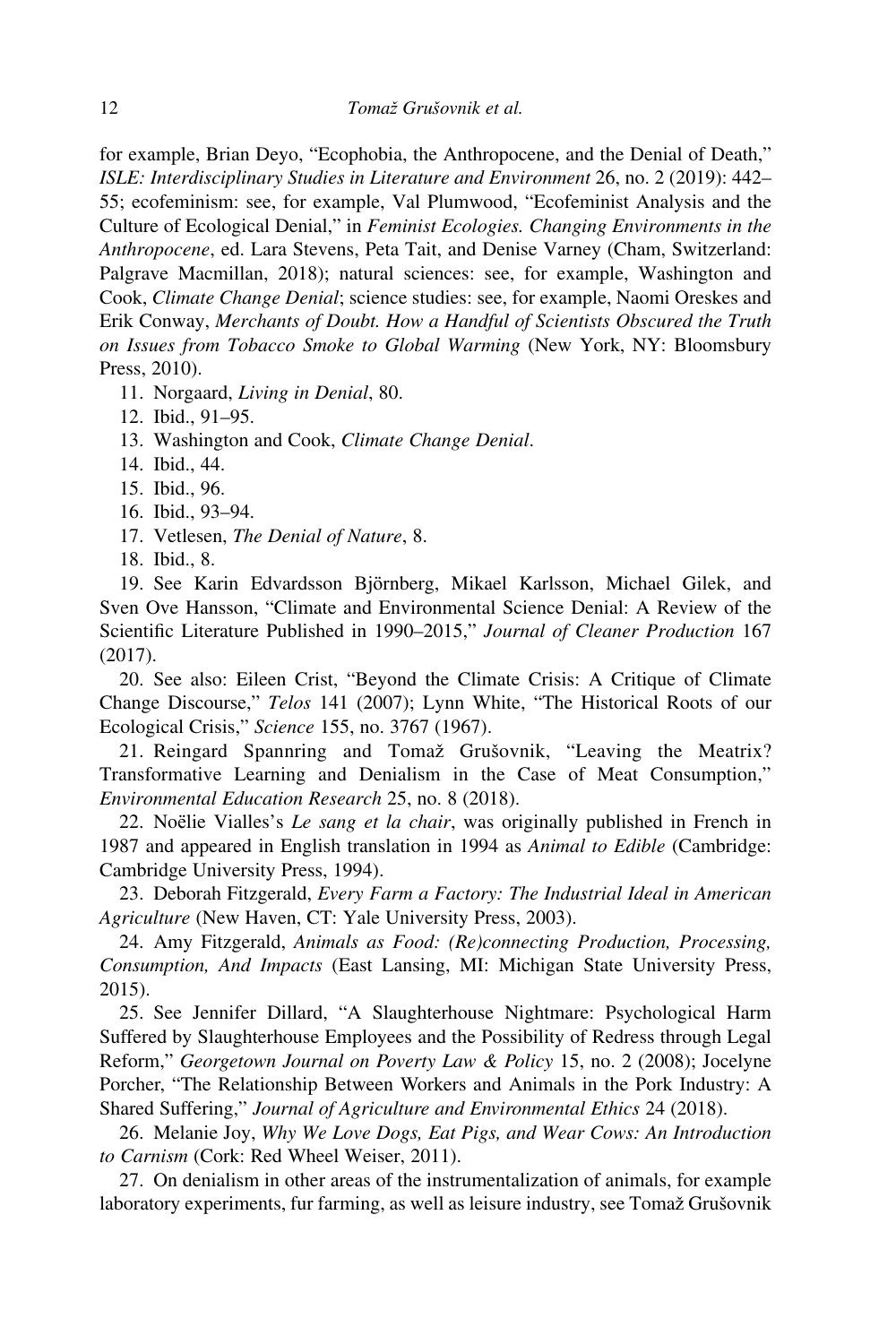for example, Brian Deyo, "Ecophobia, the Anthropocene, and the Denial of Death," *ISLE: Interdisciplinary Studies in Literature and Environment* 26, no. 2 (2019): 442–55; ecofeminism: see, for example, Val Plumwood, "Ecofeminist Analysis and the Culture of Ecological Denial," in *Feminist Ecologies. Changing Environments in the Anthropocene*, ed. Lara Stevens, Peta Tait, and Denise Varney (Cham, Switzerland: Palgrave Macmillan, 2018); natural sciences: see, for example, Washington and Cook, *Climate Change Denial*; science studies: see, for example, Naomi Oreskes and Erik Conway, *Merchants of Doubt. How a Handful of Scientists Obscured the Truth on Issues from Tobacco Smoke to Global Warming* (New York, NY: Bloomsbury Press, 2010).

11. Norgaard, *Living in Denial*, 80.
12. Ibid., 91–95.
13. Washington and Cook, *Climate Change Denial*.
14. Ibid., 44.
15. Ibid., 96.
16. Ibid., 93–94.
17. Vetlesen, *The Denial of Nature*, 8.
18. Ibid., 8.
19. See Karin Edvardsson Björnberg, Mikael Karlsson, Michael Gilek, and Sven Ove Hansson, "Climate and Environmental Science Denial: A Review of the Scientific Literature Published in 1990–2015," *Journal of Cleaner Production* 167 (2017).
20. See also: Eileen Crist, "Beyond the Climate Crisis: A Critique of Climate Change Discourse," *Telos* 141 (2007); Lynn White, "The Historical Roots of our Ecological Crisis," *Science* 155, no. 3767 (1967).
21. Reingard Spannring and Tomaž Grušovnik, "Leaving the Meatrix? Transformative Learning and Denialism in the Case of Meat Consumption," *Environmental Education Research* 25, no. 8 (2018).
22. Noëlie Vialles's *Le sang et la chair*, was originally published in French in 1987 and appeared in English translation in 1994 as *Animal to Edible* (Cambridge: Cambridge University Press, 1994).
23. Deborah Fitzgerald, *Every Farm a Factory: The Industrial Ideal in American Agriculture* (New Haven, CT: Yale University Press, 2003).
24. Amy Fitzgerald, *Animals as Food: (Re)connecting Production, Processing, Consumption, And Impacts* (East Lansing, MI: Michigan State University Press, 2015).
25. See Jennifer Dillard, "A Slaughterhouse Nightmare: Psychological Harm Suffered by Slaughterhouse Employees and the Possibility of Redress through Legal Reform," *Georgetown Journal on Poverty Law & Policy* 15, no. 2 (2008); Jocelyne Porcher, "The Relationship Between Workers and Animals in the Pork Industry: A Shared Suffering," *Journal of Agriculture and Environmental Ethics* 24 (2018).
26. Melanie Joy, *Why We Love Dogs, Eat Pigs, and Wear Cows: An Introduction to Carnism* (Cork: Red Wheel Weiser, 2011).
27. On denialism in other areas of the instrumentalization of animals, for example laboratory experiments, fur farming, as well as leisure industry, see Tomaž Grušovnik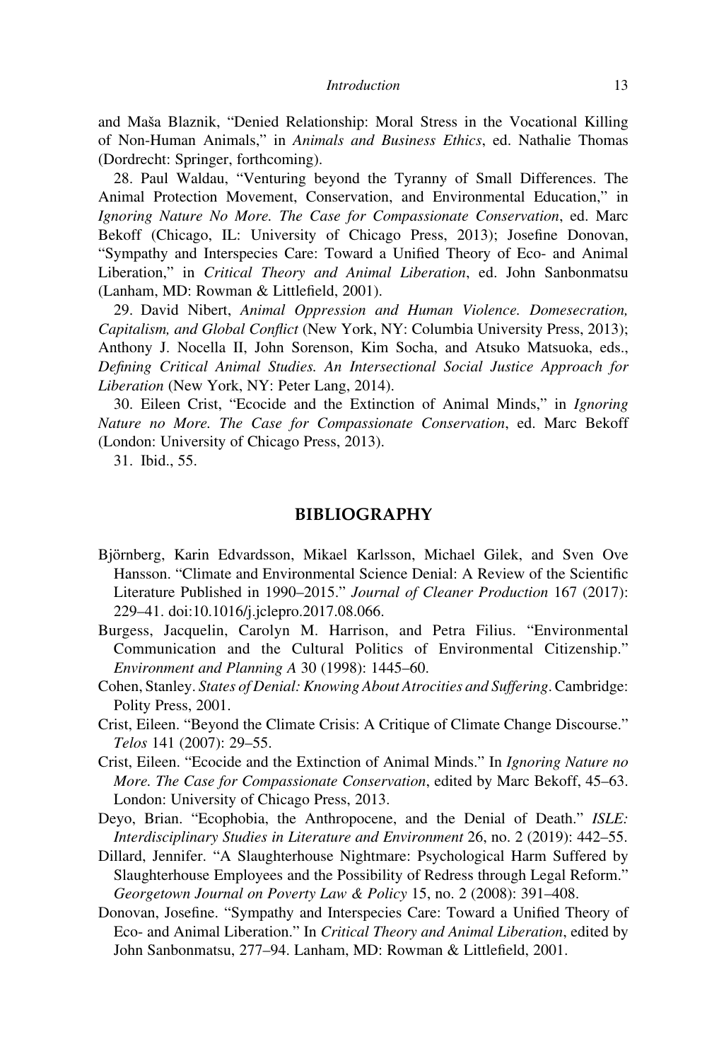and Maša Blaznik, "Denied Relationship: Moral Stress in the Vocational Killing of Non-Human Animals," in *Animals and Business Ethics*, ed. Nathalie Thomas (Dordrecht: Springer, forthcoming).

28. Paul Waldau, "Venturing beyond the Tyranny of Small Differences. The Animal Protection Movement, Conservation, and Environmental Education," in *Ignoring Nature No More. The Case for Compassionate Conservation*, ed. Marc Bekoff (Chicago, IL: University of Chicago Press, 2013); Josefine Donovan, "Sympathy and Interspecies Care: Toward a Unified Theory of Eco- and Animal Liberation," in *Critical Theory and Animal Liberation*, ed. John Sanbonmatsu (Lanham, MD: Rowman & Littlefield, 2001).

29. David Nibert, *Animal Oppression and Human Violence. Domesecration, Capitalism, and Global Conflict* (New York, NY: Columbia University Press, 2013); Anthony J. Nocella II, John Sorenson, Kim Socha, and Atsuko Matsuoka, eds., *Defining Critical Animal Studies. An Intersectional Social Justice Approach for Liberation* (New York, NY: Peter Lang, 2014).

30. Eileen Crist, "Ecocide and the Extinction of Animal Minds," in *Ignoring Nature no More. The Case for Compassionate Conservation*, ed. Marc Bekoff (London: University of Chicago Press, 2013).

31. Ibid., 55.

## BIBLIOGRAPHY

Björnberg, Karin Edvardsson, Mikael Karlsson, Michael Gilek, and Sven Ove Hansson. "Climate and Environmental Science Denial: A Review of the Scientific Literature Published in 1990–2015." *Journal of Cleaner Production* 167 (2017): 229–41. doi:10.1016/j.jclepro.2017.08.066.

Burgess, Jacquelin, Carolyn M. Harrison, and Petra Filius. "Environmental Communication and the Cultural Politics of Environmental Citizenship." *Environment and Planning A* 30 (1998): 1445–60.

Cohen, Stanley. *States of Denial: Knowing About Atrocities and Suffering*. Cambridge: Polity Press, 2001.

Crist, Eileen. "Beyond the Climate Crisis: A Critique of Climate Change Discourse." *Telos* 141 (2007): 29–55.

Crist, Eileen. "Ecocide and the Extinction of Animal Minds." In *Ignoring Nature no More. The Case for Compassionate Conservation*, edited by Marc Bekoff, 45–63. London: University of Chicago Press, 2013.

Deyo, Brian. "Ecophobia, the Anthropocene, and the Denial of Death." *ISLE: Interdisciplinary Studies in Literature and Environment* 26, no. 2 (2019): 442–55.

Dillard, Jennifer. "A Slaughterhouse Nightmare: Psychological Harm Suffered by Slaughterhouse Employees and the Possibility of Redress through Legal Reform." *Georgetown Journal on Poverty Law & Policy* 15, no. 2 (2008): 391–408.

Donovan, Josefine. "Sympathy and Interspecies Care: Toward a Unified Theory of Eco- and Animal Liberation." In *Critical Theory and Animal Liberation*, edited by John Sanbonmatsu, 277–94. Lanham, MD: Rowman & Littlefield, 2001.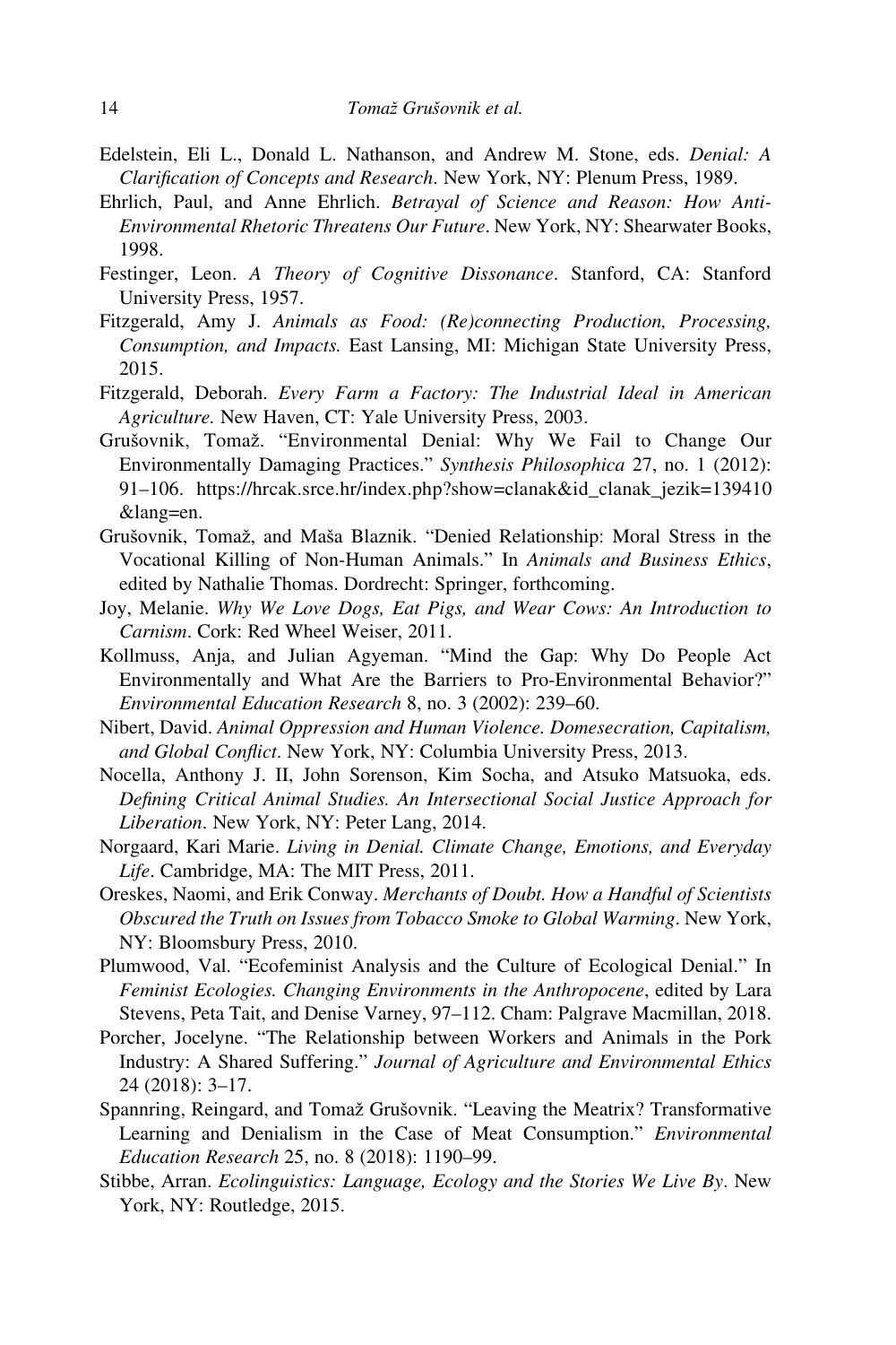Edelstein, Eli L., Donald L. Nathanson, and Andrew M. Stone, eds. *Denial: A Clarification of Concepts and Research*. New York, NY: Plenum Press, 1989.

Ehrlich, Paul, and Anne Ehrlich. *Betrayal of Science and Reason: How Anti-Environmental Rhetoric Threatens Our Future*. New York, NY: Shearwater Books, 1998.

Festinger, Leon. *A Theory of Cognitive Dissonance*. Stanford, CA: Stanford University Press, 1957.

Fitzgerald, Amy J. *Animals as Food: (Re)connecting Production, Processing, Consumption, and Impacts.* East Lansing, MI: Michigan State University Press, 2015.

Fitzgerald, Deborah. *Every Farm a Factory: The Industrial Ideal in American Agriculture.* New Haven, CT: Yale University Press, 2003.

Grušovnik, Tomaž. "Environmental Denial: Why We Fail to Change Our Environmentally Damaging Practices." *Synthesis Philosophica* 27, no. 1 (2012): 91–106. https://hrcak.srce.hr/index.php?show=clanak&id_clanak_jezik=139410&lang=en.

Grušovnik, Tomaž, and Maša Blaznik. "Denied Relationship: Moral Stress in the Vocational Killing of Non-Human Animals." In *Animals and Business Ethics*, edited by Nathalie Thomas. Dordrecht: Springer, forthcoming.

Joy, Melanie. *Why We Love Dogs, Eat Pigs, and Wear Cows: An Introduction to Carnism*. Cork: Red Wheel Weiser, 2011.

Kollmuss, Anja, and Julian Agyeman. "Mind the Gap: Why Do People Act Environmentally and What Are the Barriers to Pro-Environmental Behavior?" *Environmental Education Research* 8, no. 3 (2002): 239–60.

Nibert, David. *Animal Oppression and Human Violence. Domesecration, Capitalism, and Global Conflict*. New York, NY: Columbia University Press, 2013.

Nocella, Anthony J. II, John Sorenson, Kim Socha, and Atsuko Matsuoka, eds. *Defining Critical Animal Studies. An Intersectional Social Justice Approach for Liberation*. New York, NY: Peter Lang, 2014.

Norgaard, Kari Marie. *Living in Denial. Climate Change, Emotions, and Everyday Life*. Cambridge, MA: The MIT Press, 2011.

Oreskes, Naomi, and Erik Conway. *Merchants of Doubt. How a Handful of Scientists Obscured the Truth on Issues from Tobacco Smoke to Global Warming*. New York, NY: Bloomsbury Press, 2010.

Plumwood, Val. "Ecofeminist Analysis and the Culture of Ecological Denial." In *Feminist Ecologies. Changing Environments in the Anthropocene*, edited by Lara Stevens, Peta Tait, and Denise Varney, 97–112. Cham: Palgrave Macmillan, 2018.

Porcher, Jocelyne. "The Relationship between Workers and Animals in the Pork Industry: A Shared Suffering." *Journal of Agriculture and Environmental Ethics* 24 (2018): 3–17.

Spannring, Reingard, and Tomaž Grušovnik. "Leaving the Meatrix? Transformative Learning and Denialism in the Case of Meat Consumption." *Environmental Education Research* 25, no. 8 (2018): 1190–99.

Stibbe, Arran. *Ecolinguistics: Language, Ecology and the Stories We Live By*. New York, NY: Routledge, 2015.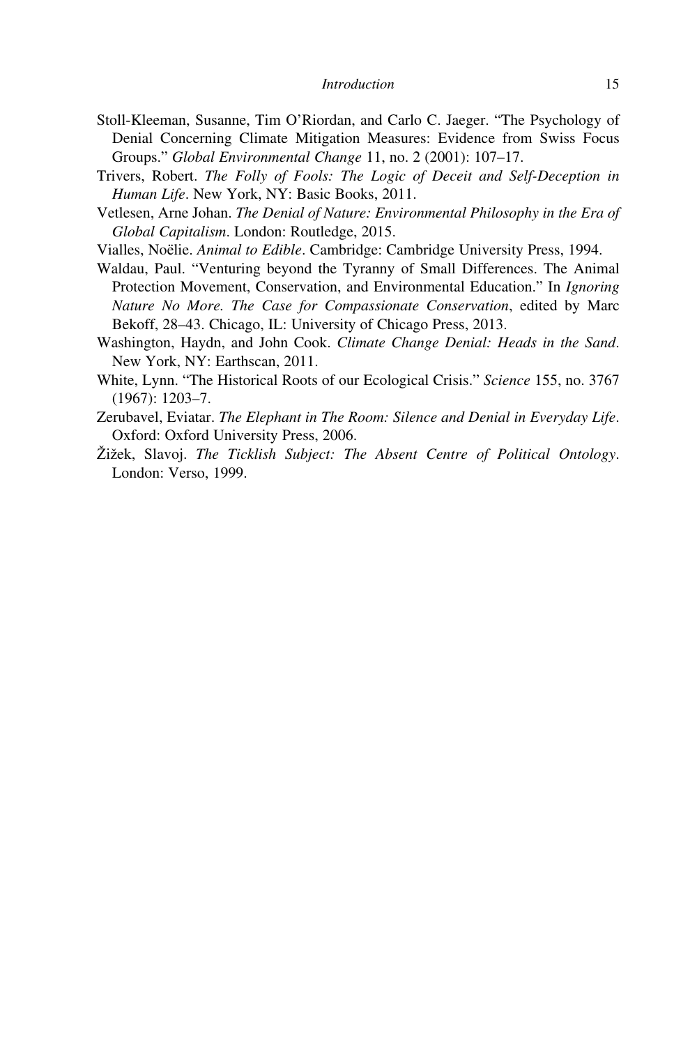Stoll-Kleeman, Susanne, Tim O'Riordan, and Carlo C. Jaeger. "The Psychology of Denial Concerning Climate Mitigation Measures: Evidence from Swiss Focus Groups." *Global Environmental Change* 11, no. 2 (2001): 107–17.

Trivers, Robert. *The Folly of Fools: The Logic of Deceit and Self-Deception in Human Life*. New York, NY: Basic Books, 2011.

Vetlesen, Arne Johan. *The Denial of Nature: Environmental Philosophy in the Era of Global Capitalism*. London: Routledge, 2015.

Vialles, Noëlie. *Animal to Edible*. Cambridge: Cambridge University Press, 1994.

Waldau, Paul. "Venturing beyond the Tyranny of Small Differences. The Animal Protection Movement, Conservation, and Environmental Education." In *Ignoring Nature No More. The Case for Compassionate Conservation*, edited by Marc Bekoff, 28–43. Chicago, IL: University of Chicago Press, 2013.

Washington, Haydn, and John Cook. *Climate Change Denial: Heads in the Sand*. New York, NY: Earthscan, 2011.

White, Lynn. "The Historical Roots of our Ecological Crisis." *Science* 155, no. 3767 (1967): 1203–7.

Zerubavel, Eviatar. *The Elephant in The Room: Silence and Denial in Everyday Life*. Oxford: Oxford University Press, 2006.

Žižek, Slavoj. *The Ticklish Subject: The Absent Centre of Political Ontology*. London: Verso, 1999.